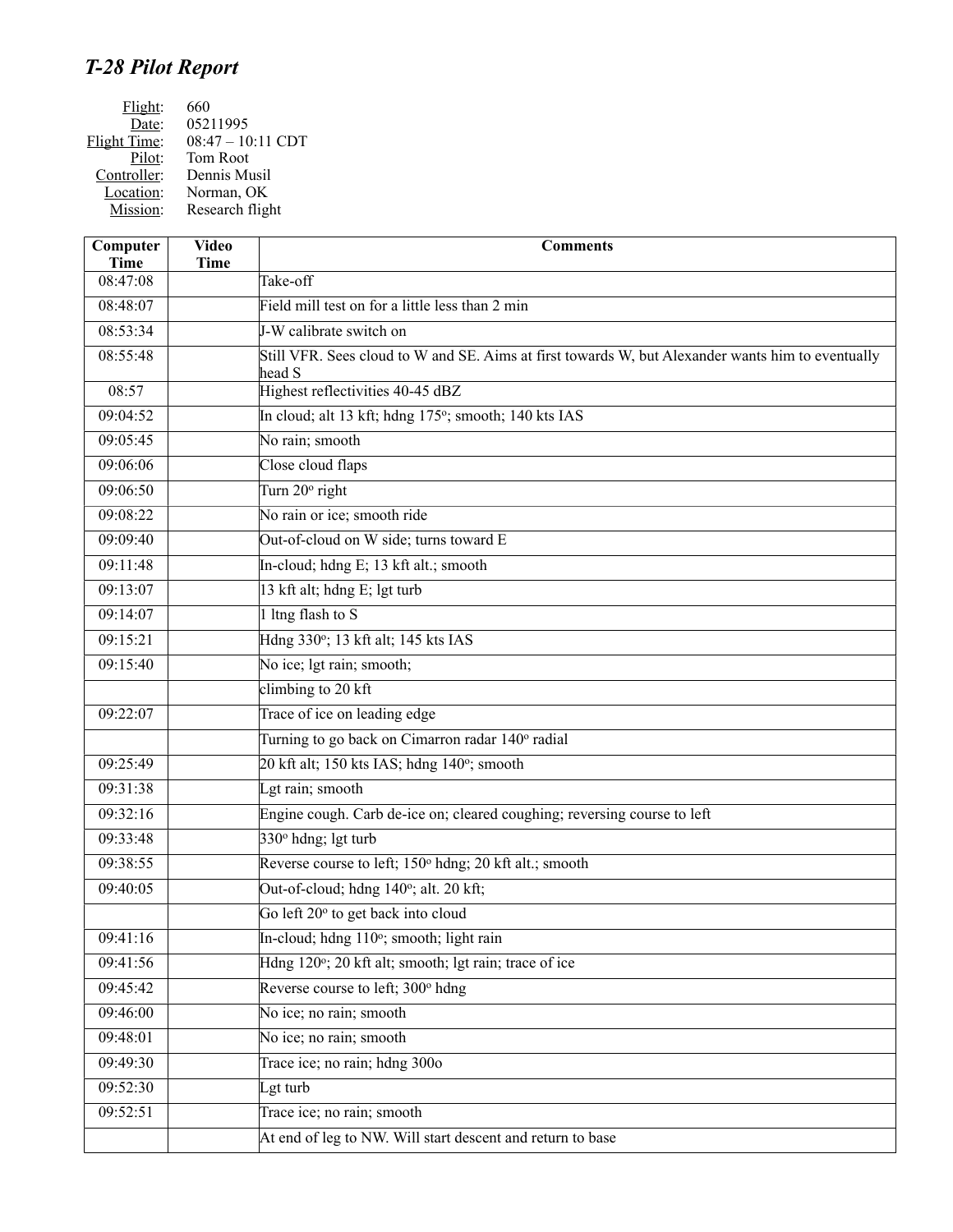# *T-28 Pilot Report*

Flight: 660
Date: 05211995
Flight Time: 08:47 – 10:11 CDT
Pilot: Tom Root
Controller: Dennis Musil
Location: Norman, OK
Mission: Research flight

| Computer Time | Video Time | Comments |
|---|---|---|
| 08:47:08 | | Take-off |
| 08:48:07 | | Field mill test on for a little less than 2 min |
| 08:53:34 | | J-W calibrate switch on |
| 08:55:48 | | Still VFR. Sees cloud to W and SE. Aims at first towards W, but Alexander wants him to eventually head S |
| 08:57 | | Highest reflectivities 40-45 dBZ |
| 09:04:52 | | In cloud; alt 13 kft; hdng 175°; smooth; 140 kts IAS |
| 09:05:45 | | No rain; smooth |
| 09:06:06 | | Close cloud flaps |
| 09:06:50 | | Turn 20° right |
| 09:08:22 | | No rain or ice; smooth ride |
| 09:09:40 | | Out-of-cloud on W side; turns toward E |
| 09:11:48 | | In-cloud; hdng E; 13 kft alt.; smooth |
| 09:13:07 | | 13 kft alt; hdng E; lgt turb |
| 09:14:07 | | 1 ltng flash to S |
| 09:15:21 | | Hdng 330°; 13 kft alt; 145 kts IAS |
| 09:15:40 | | No ice; lgt rain; smooth; |
| | | climbing to 20 kft |
| 09:22:07 | | Trace of ice on leading edge |
| | | Turning to go back on Cimarron radar 140° radial |
| 09:25:49 | | 20 kft alt; 150 kts IAS; hdng 140°; smooth |
| 09:31:38 | | Lgt rain; smooth |
| 09:32:16 | | Engine cough. Carb de-ice on; cleared coughing; reversing course to left |
| 09:33:48 | | 330° hdng; lgt turb |
| 09:38:55 | | Reverse course to left; 150° hdng; 20 kft alt.; smooth |
| 09:40:05 | | Out-of-cloud; hdng 140°; alt. 20 kft; |
| | | Go left 20° to get back into cloud |
| 09:41:16 | | In-cloud; hdng 110°; smooth; light rain |
| 09:41:56 | | Hdng 120°; 20 kft alt; smooth; lgt rain; trace of ice |
| 09:45:42 | | Reverse course to left; 300° hdng |
| 09:46:00 | | No ice; no rain; smooth |
| 09:48:01 | | No ice; no rain; smooth |
| 09:49:30 | | Trace ice; no rain; hdng 300o |
| 09:52:30 | | Lgt turb |
| 09:52:51 | | Trace ice; no rain; smooth |
| | | At end of leg to NW. Will start descent and return to base |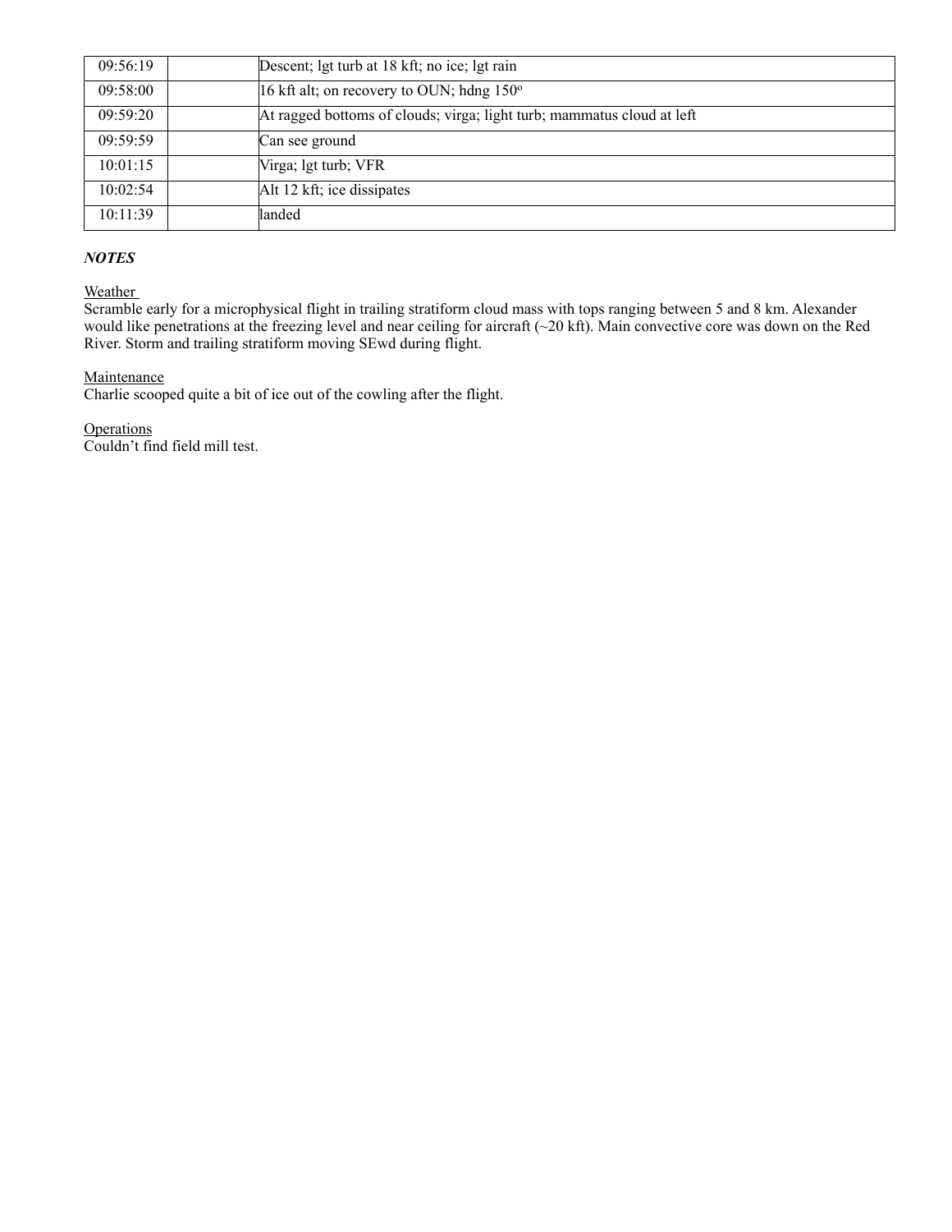| | | |
|---|---|---|
| 09:56:19 | | Descent; lgt turb at 18 kft; no ice; lgt rain |
| 09:58:00 | | 16 kft alt; on recovery to OUN; hdng 150º |
| 09:59:20 | | At ragged bottoms of clouds; virga; light turb; mammatus cloud at left |
| 09:59:59 | | Can see ground |
| 10:01:15 | | Virga; lgt turb; VFR |
| 10:02:54 | | Alt 12 kft; ice dissipates |
| 10:11:39 | | landed |

***NOTES***

Weather

Scramble early for a microphysical flight in trailing stratiform cloud mass with tops ranging between 5 and 8 km. Alexander would like penetrations at the freezing level and near ceiling for aircraft (~20 kft). Main convective core was down on the Red River. Storm and trailing stratiform moving SEwd during flight.

Maintenance

Charlie scooped quite a bit of ice out of the cowling after the flight.

Operations

Couldn't find field mill test.